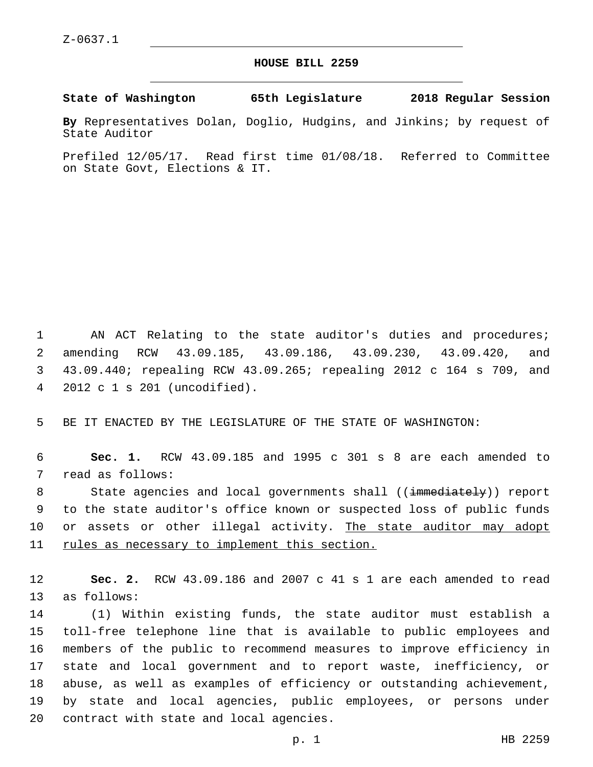Z-0637.1

# HOUSE BILL 2259

**State of Washington 65th Legislature 2018 Regular Session**

**By** Representatives Dolan, Doglio, Hudgins, and Jinkins; by request of State Auditor

Prefiled 12/05/17. Read first time 01/08/18. Referred to Committee on State Govt, Elections & IT.

AN ACT Relating to the state auditor's duties and procedures; amending RCW 43.09.185, 43.09.186, 43.09.230, 43.09.420, and 43.09.440; repealing RCW 43.09.265; repealing 2012 c 164 s 709, and 2012 c 1 s 201 (uncodified).

BE IT ENACTED BY THE LEGISLATURE OF THE STATE OF WASHINGTON:

**Sec. 1.** RCW 43.09.185 and 1995 c 301 s 8 are each amended to read as follows:

State agencies and local governments shall ((~~immediately~~)) report to the state auditor's office known or suspected loss of public funds or assets or other illegal activity. <u>The state auditor may adopt rules as necessary to implement this section.</u>

**Sec. 2.** RCW 43.09.186 and 2007 c 41 s 1 are each amended to read as follows:

(1) Within existing funds, the state auditor must establish a toll-free telephone line that is available to public employees and members of the public to recommend measures to improve efficiency in state and local government and to report waste, inefficiency, or abuse, as well as examples of efficiency or outstanding achievement, by state and local agencies, public employees, or persons under contract with state and local agencies.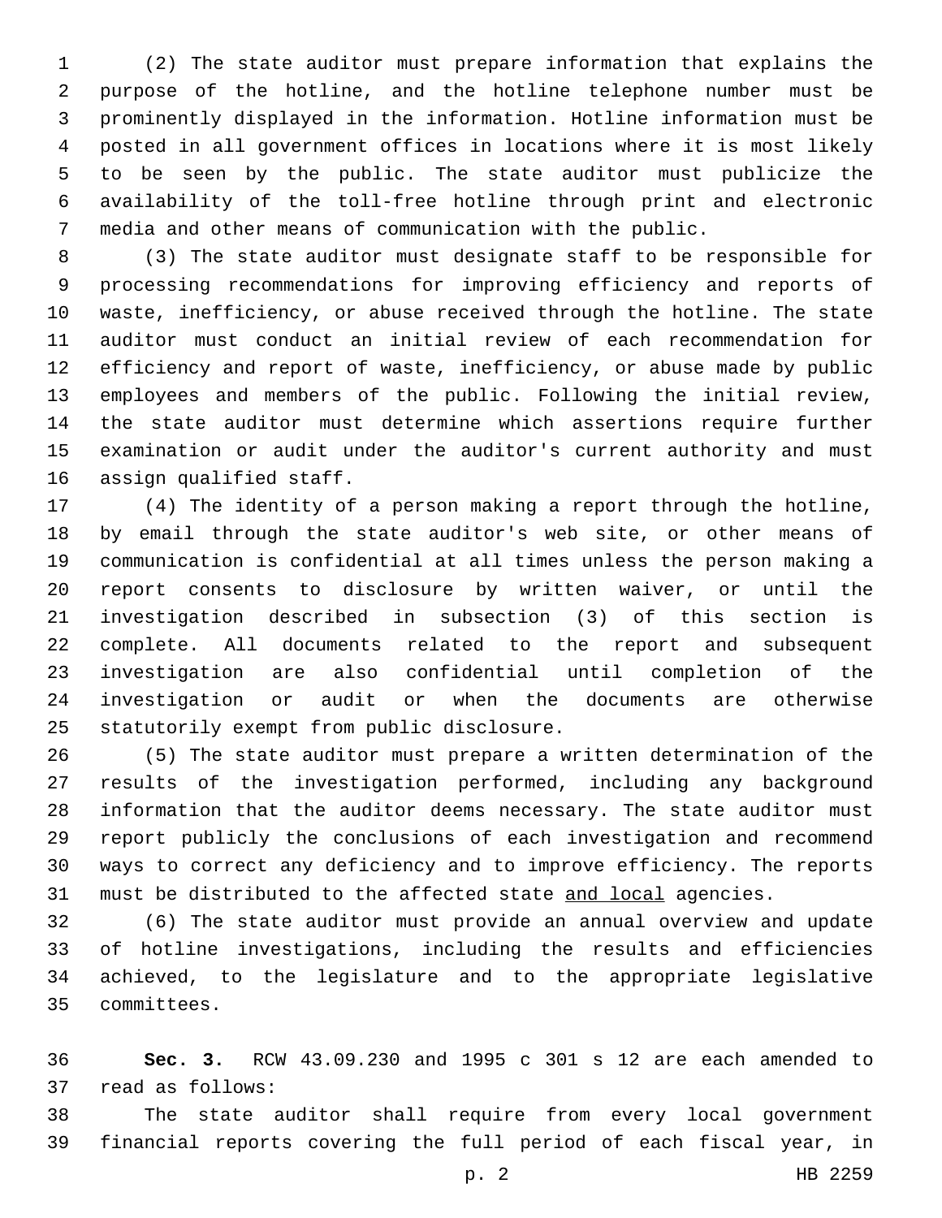(2) The state auditor must prepare information that explains the purpose of the hotline, and the hotline telephone number must be prominently displayed in the information. Hotline information must be posted in all government offices in locations where it is most likely to be seen by the public. The state auditor must publicize the availability of the toll-free hotline through print and electronic media and other means of communication with the public.

(3) The state auditor must designate staff to be responsible for processing recommendations for improving efficiency and reports of waste, inefficiency, or abuse received through the hotline. The state auditor must conduct an initial review of each recommendation for efficiency and report of waste, inefficiency, or abuse made by public employees and members of the public. Following the initial review, the state auditor must determine which assertions require further examination or audit under the auditor's current authority and must assign qualified staff.

(4) The identity of a person making a report through the hotline, by email through the state auditor's web site, or other means of communication is confidential at all times unless the person making a report consents to disclosure by written waiver, or until the investigation described in subsection (3) of this section is complete. All documents related to the report and subsequent investigation are also confidential until completion of the investigation or audit or when the documents are otherwise statutorily exempt from public disclosure.

(5) The state auditor must prepare a written determination of the results of the investigation performed, including any background information that the auditor deems necessary. The state auditor must report publicly the conclusions of each investigation and recommend ways to correct any deficiency and to improve efficiency. The reports must be distributed to the affected state <u>and local</u> agencies.

(6) The state auditor must provide an annual overview and update of hotline investigations, including the results and efficiencies achieved, to the legislature and to the appropriate legislative committees.

**Sec. 3.** RCW 43.09.230 and 1995 c 301 s 12 are each amended to read as follows:

The state auditor shall require from every local government financial reports covering the full period of each fiscal year, in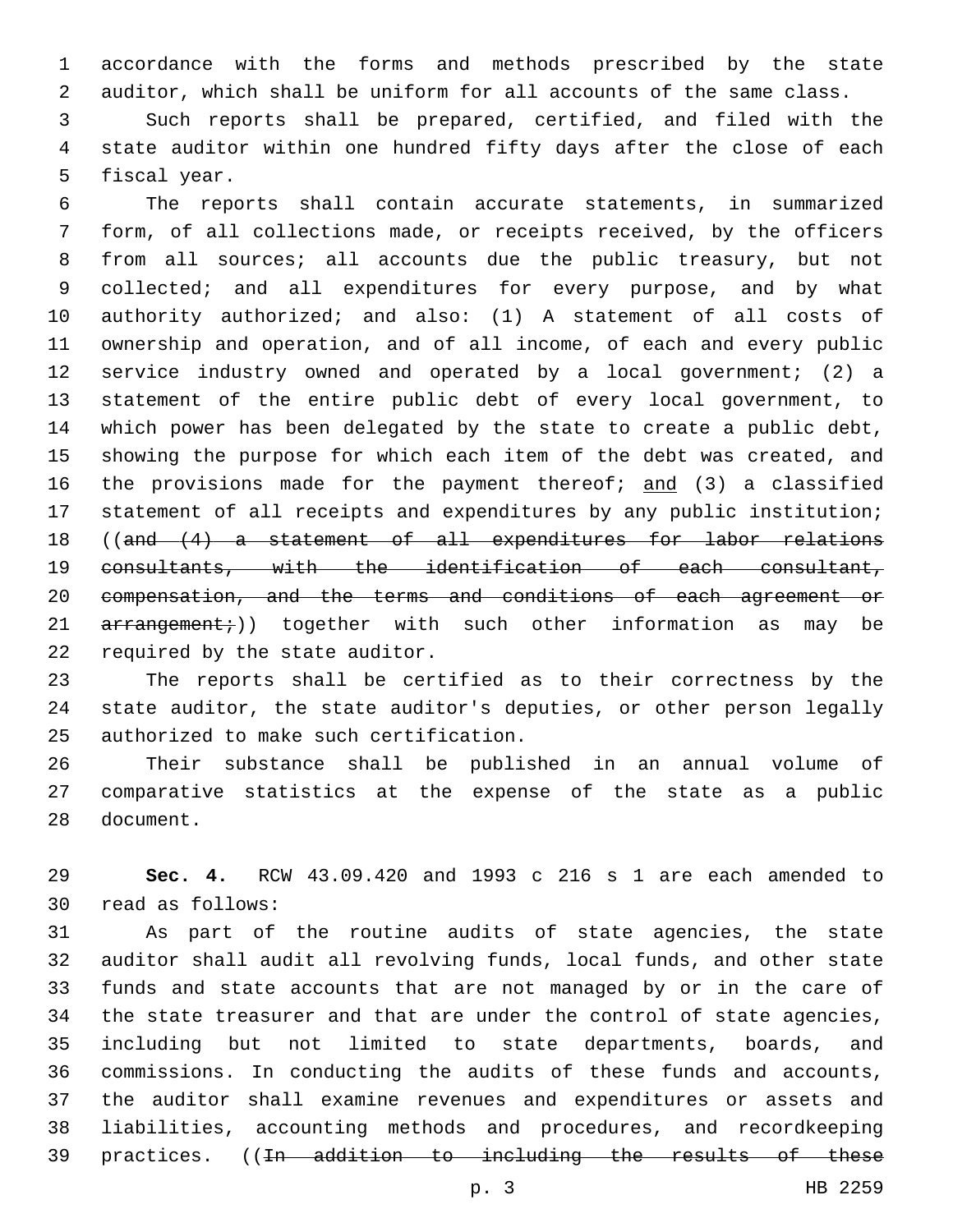accordance with the forms and methods prescribed by the state auditor, which shall be uniform for all accounts of the same class.

Such reports shall be prepared, certified, and filed with the state auditor within one hundred fifty days after the close of each fiscal year.

The reports shall contain accurate statements, in summarized form, of all collections made, or receipts received, by the officers from all sources; all accounts due the public treasury, but not collected; and all expenditures for every purpose, and by what authority authorized; and also: (1) A statement of all costs of ownership and operation, and of all income, of each and every public service industry owned and operated by a local government; (2) a statement of the entire public debt of every local government, to which power has been delegated by the state to create a public debt, showing the purpose for which each item of the debt was created, and the provisions made for the payment thereof; <u>and</u> (3) a classified statement of all receipts and expenditures by any public institution; ((~~and (4) a statement of all expenditures for labor relations consultants, with the identification of each consultant, compensation, and the terms and conditions of each agreement or arrangement;~~)) together with such other information as may be required by the state auditor.

The reports shall be certified as to their correctness by the state auditor, the state auditor's deputies, or other person legally authorized to make such certification.

Their substance shall be published in an annual volume of comparative statistics at the expense of the state as a public document.

**Sec. 4.** RCW 43.09.420 and 1993 c 216 s 1 are each amended to read as follows:

As part of the routine audits of state agencies, the state auditor shall audit all revolving funds, local funds, and other state funds and state accounts that are not managed by or in the care of the state treasurer and that are under the control of state agencies, including but not limited to state departments, boards, and commissions. In conducting the audits of these funds and accounts, the auditor shall examine revenues and expenditures or assets and liabilities, accounting methods and procedures, and recordkeeping practices. ((~~In addition to including the results of these~~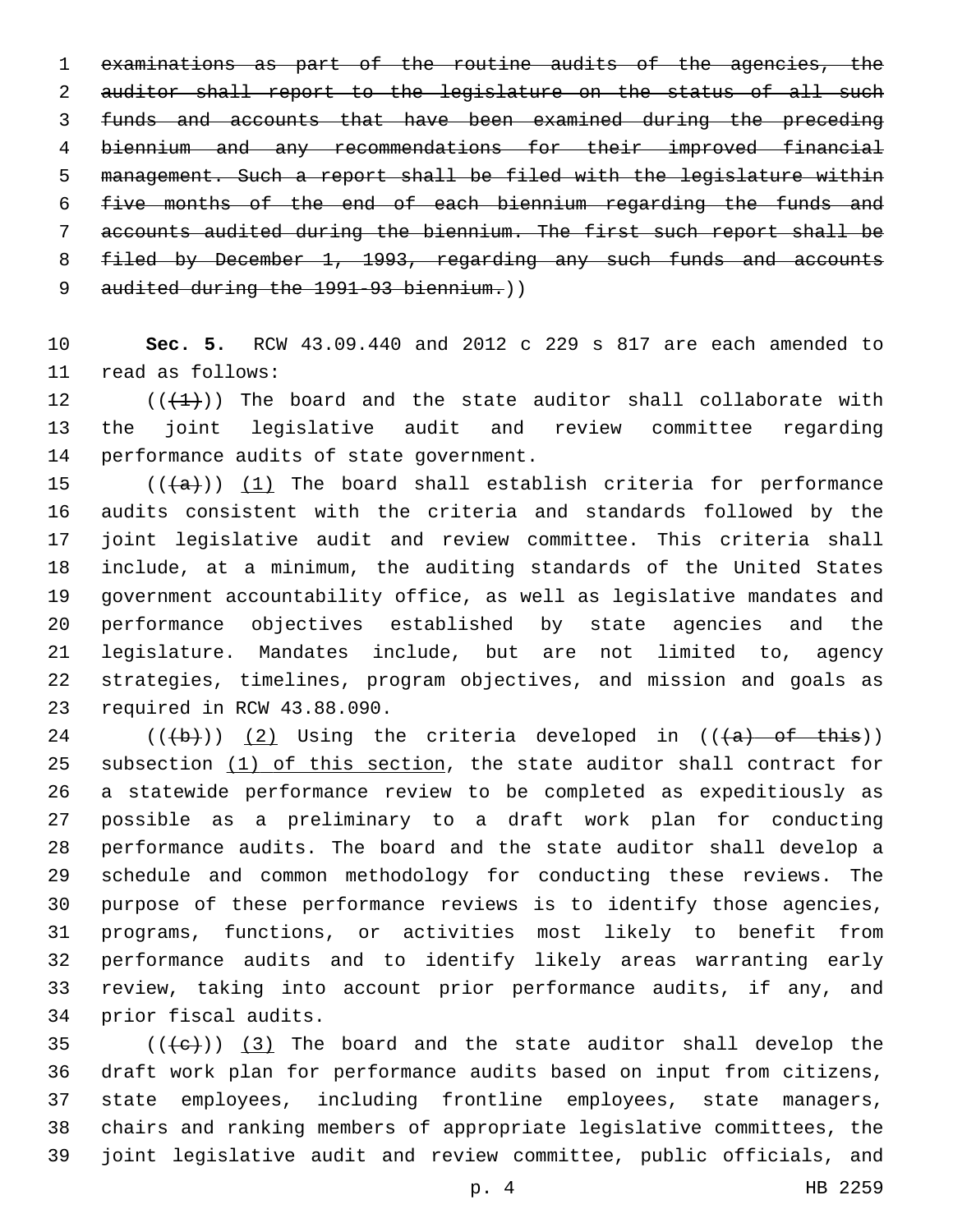~~examinations as part of the routine audits of the agencies, the auditor shall report to the legislature on the status of all such funds and accounts that have been examined during the preceding biennium and any recommendations for their improved financial management. Such a report shall be filed with the legislature within five months of the end of each biennium regarding the funds and accounts audited during the biennium. The first such report shall be filed by December 1, 1993, regarding any such funds and accounts audited during the 1991-93 biennium.~~))

**Sec. 5.** RCW 43.09.440 and 2012 c 229 s 817 are each amended to read as follows:

((~~(1)~~)) The board and the state auditor shall collaborate with the joint legislative audit and review committee regarding performance audits of state government.

((~~(a)~~)) (1) The board shall establish criteria for performance audits consistent with the criteria and standards followed by the joint legislative audit and review committee. This criteria shall include, at a minimum, the auditing standards of the United States government accountability office, as well as legislative mandates and performance objectives established by state agencies and the legislature. Mandates include, but are not limited to, agency strategies, timelines, program objectives, and mission and goals as required in RCW 43.88.090.

((~~(b)~~)) (2) Using the criteria developed in ((~~(a) of this~~)) subsection (1) of this section, the state auditor shall contract for a statewide performance review to be completed as expeditiously as possible as a preliminary to a draft work plan for conducting performance audits. The board and the state auditor shall develop a schedule and common methodology for conducting these reviews. The purpose of these performance reviews is to identify those agencies, programs, functions, or activities most likely to benefit from performance audits and to identify likely areas warranting early review, taking into account prior performance audits, if any, and prior fiscal audits.

((~~(c)~~)) (3) The board and the state auditor shall develop the draft work plan for performance audits based on input from citizens, state employees, including frontline employees, state managers, chairs and ranking members of appropriate legislative committees, the joint legislative audit and review committee, public officials, and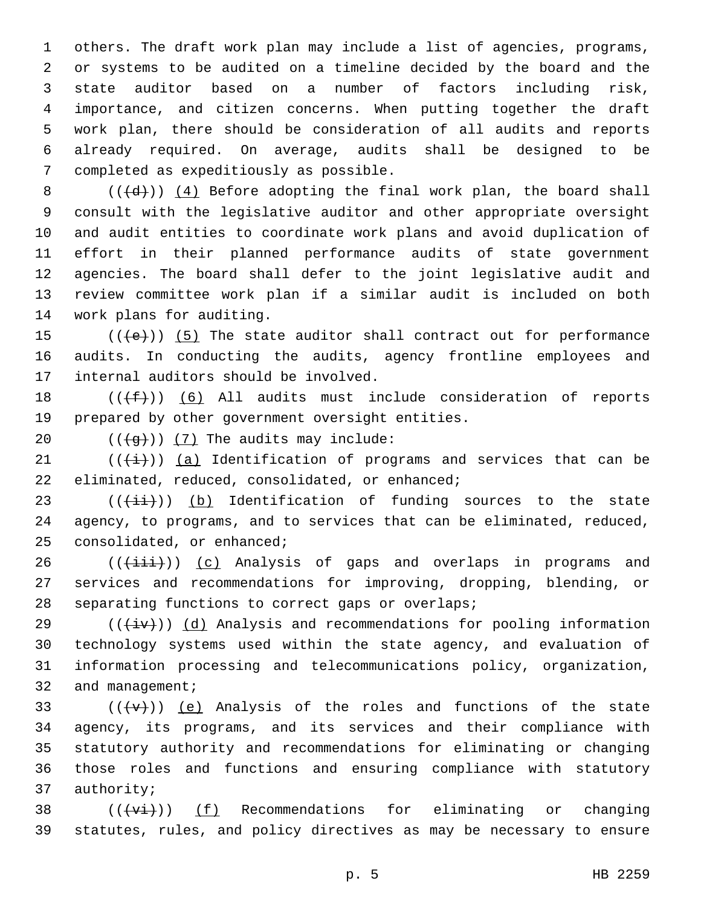others. The draft work plan may include a list of agencies, programs, or systems to be audited on a timeline decided by the board and the state auditor based on a number of factors including risk, importance, and citizen concerns. When putting together the draft work plan, there should be consideration of all audits and reports already required. On average, audits shall be designed to be completed as expeditiously as possible.

(((d))) (4) Before adopting the final work plan, the board shall consult with the legislative auditor and other appropriate oversight and audit entities to coordinate work plans and avoid duplication of effort in their planned performance audits of state government agencies. The board shall defer to the joint legislative audit and review committee work plan if a similar audit is included on both work plans for auditing.

(((e))) (5) The state auditor shall contract out for performance audits. In conducting the audits, agency frontline employees and internal auditors should be involved.

(((f))) (6) All audits must include consideration of reports prepared by other government oversight entities.

(((g))) (7) The audits may include:

(((i))) (a) Identification of programs and services that can be eliminated, reduced, consolidated, or enhanced;

(((ii))) (b) Identification of funding sources to the state agency, to programs, and to services that can be eliminated, reduced, consolidated, or enhanced;

(((iii))) (c) Analysis of gaps and overlaps in programs and services and recommendations for improving, dropping, blending, or separating functions to correct gaps or overlaps;

(((iv))) (d) Analysis and recommendations for pooling information technology systems used within the state agency, and evaluation of information processing and telecommunications policy, organization, and management;

(((v))) (e) Analysis of the roles and functions of the state agency, its programs, and its services and their compliance with statutory authority and recommendations for eliminating or changing those roles and functions and ensuring compliance with statutory authority;

(((vi))) (f) Recommendations for eliminating or changing statutes, rules, and policy directives as may be necessary to ensure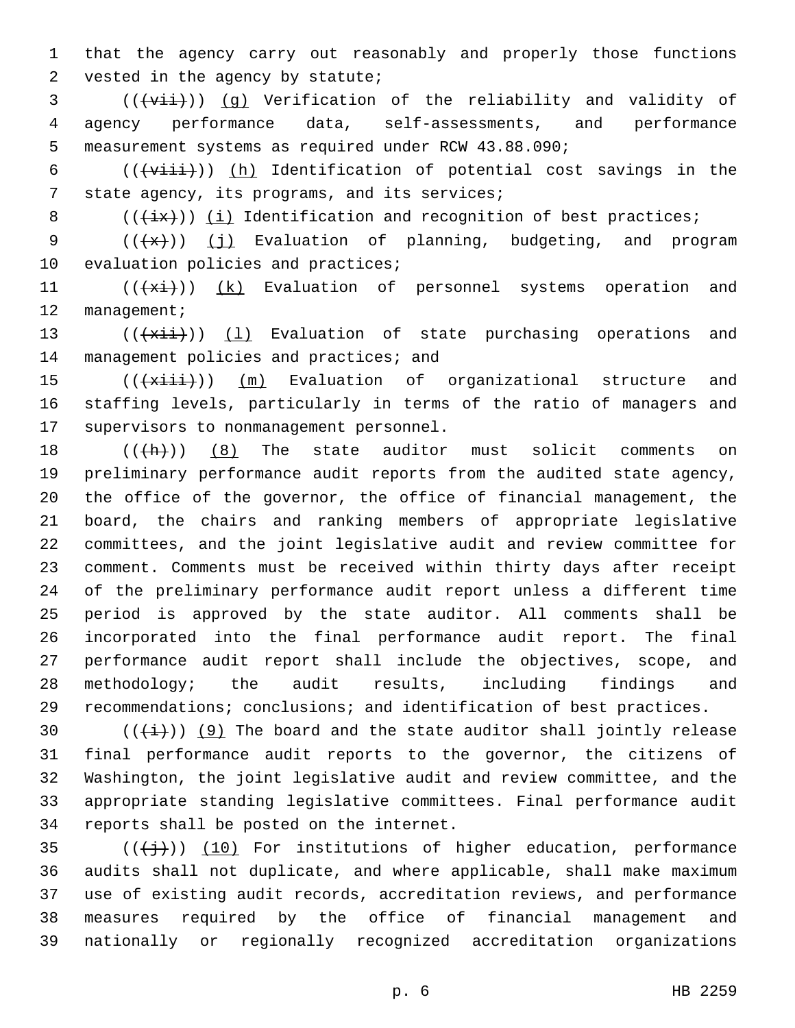that the agency carry out reasonably and properly those functions vested in the agency by statute;

(((vii))) (g) Verification of the reliability and validity of agency performance data, self-assessments, and performance measurement systems as required under RCW 43.88.090;

(((viii))) (h) Identification of potential cost savings in the state agency, its programs, and its services;

(((ix))) (i) Identification and recognition of best practices;

(((x))) (j) Evaluation of planning, budgeting, and program evaluation policies and practices;

(((xi))) (k) Evaluation of personnel systems operation and management;

(((xii))) (l) Evaluation of state purchasing operations and management policies and practices; and

(((xiii))) (m) Evaluation of organizational structure and staffing levels, particularly in terms of the ratio of managers and supervisors to nonmanagement personnel.

(((h))) (8) The state auditor must solicit comments on preliminary performance audit reports from the audited state agency, the office of the governor, the office of financial management, the board, the chairs and ranking members of appropriate legislative committees, and the joint legislative audit and review committee for comment. Comments must be received within thirty days after receipt of the preliminary performance audit report unless a different time period is approved by the state auditor. All comments shall be incorporated into the final performance audit report. The final performance audit report shall include the objectives, scope, and methodology; the audit results, including findings and recommendations; conclusions; and identification of best practices.

(((i))) (9) The board and the state auditor shall jointly release final performance audit reports to the governor, the citizens of Washington, the joint legislative audit and review committee, and the appropriate standing legislative committees. Final performance audit reports shall be posted on the internet.

(((j))) (10) For institutions of higher education, performance audits shall not duplicate, and where applicable, shall make maximum use of existing audit records, accreditation reviews, and performance measures required by the office of financial management and nationally or regionally recognized accreditation organizations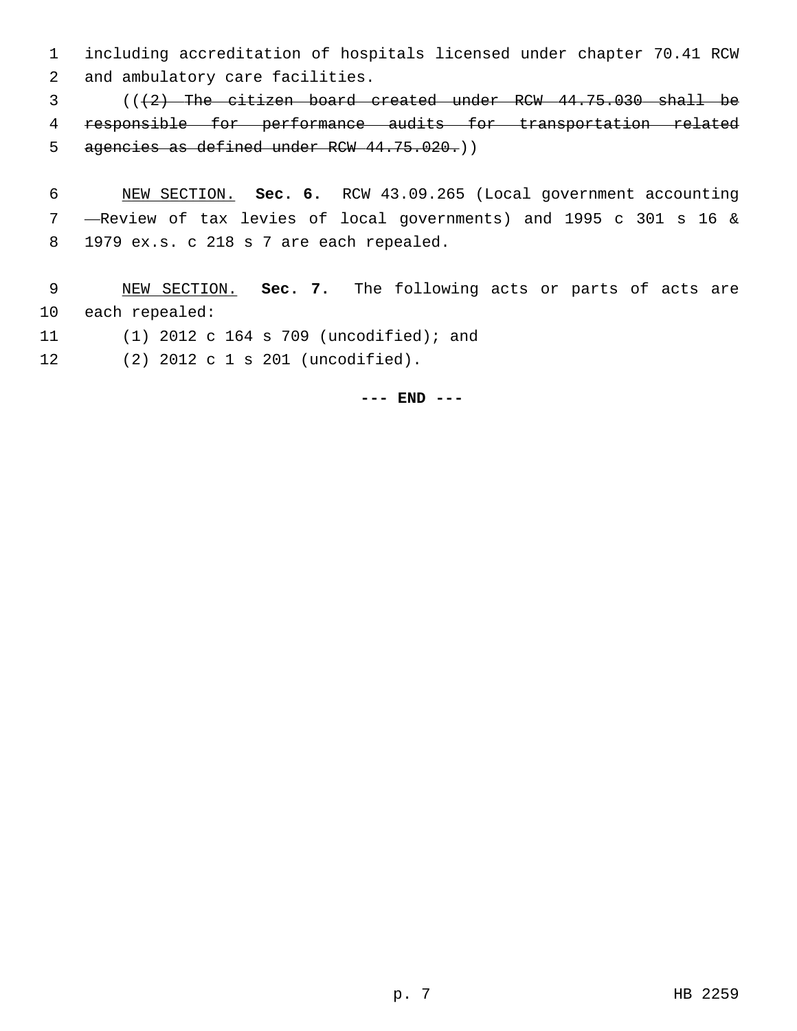including accreditation of hospitals licensed under chapter 70.41 RCW and ambulatory care facilities.

((~~(2) The citizen board created under RCW 44.75.030 shall be responsible for performance audits for transportation related agencies as defined under RCW 44.75.020.~~))

NEW SECTION. **Sec. 6.** RCW 43.09.265 (Local government accounting —Review of tax levies of local governments) and 1995 c 301 s 16 & 1979 ex.s. c 218 s 7 are each repealed.

NEW SECTION. **Sec. 7.** The following acts or parts of acts are each repealed:

(1) 2012 c 164 s 709 (uncodified); and

(2) 2012 c 1 s 201 (uncodified).

**--- END ---**